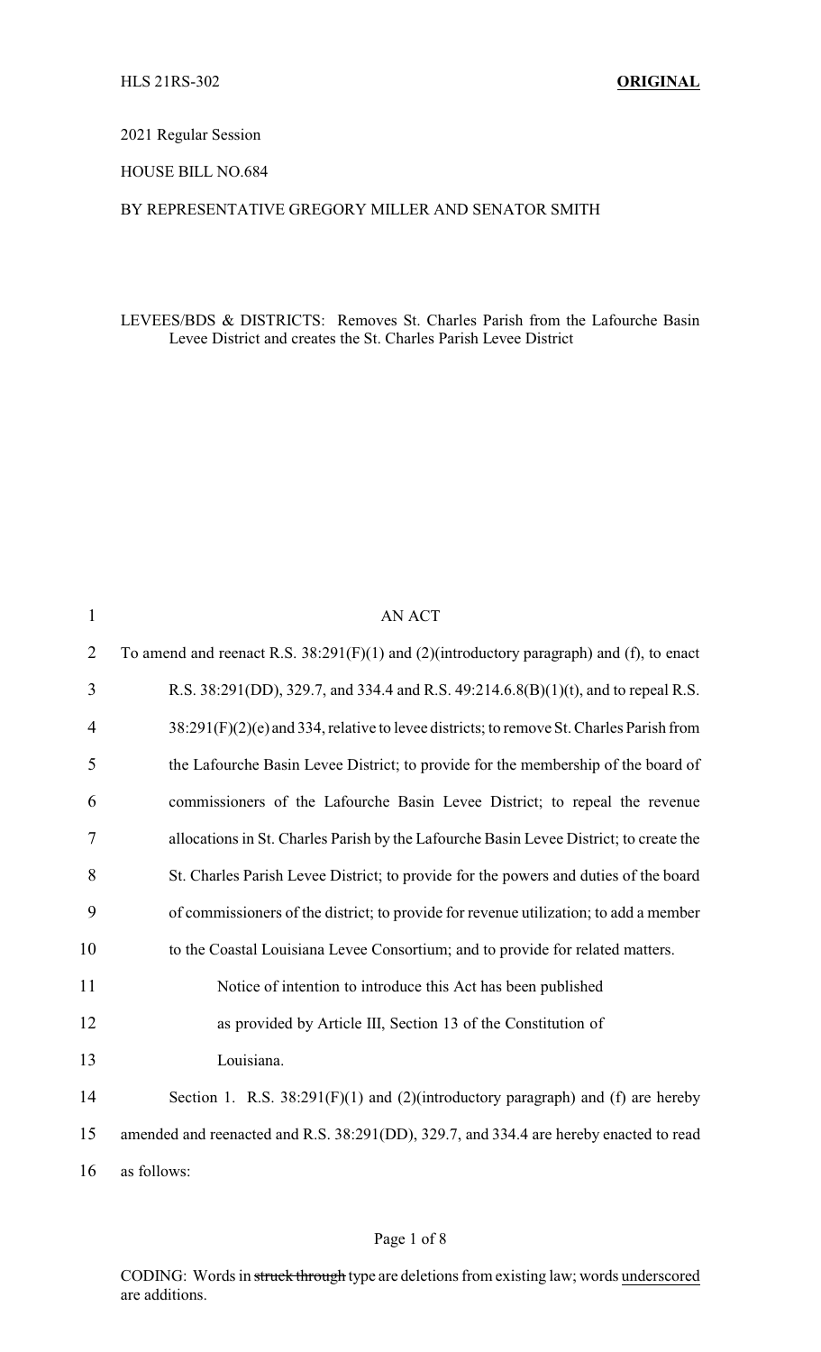HLS 21RS-302 **ORIGINAL**

2021 Regular Session

HOUSE BILL NO.684

BY REPRESENTATIVE GREGORY MILLER AND SENATOR SMITH

LEVEES/BDS & DISTRICTS: Removes St. Charles Parish from the Lafourche Basin Levee District and creates the St. Charles Parish Levee District

AN ACT

To amend and reenact R.S. 38:291(F)(1) and (2)(introductory paragraph) and (f), to enact R.S. 38:291(DD), 329.7, and 334.4 and R.S. 49:214.6.8(B)(1)(t), and to repeal R.S. 38:291(F)(2)(e) and 334, relative to levee districts; to remove St. Charles Parish from the Lafourche Basin Levee District; to provide for the membership of the board of commissioners of the Lafourche Basin Levee District; to repeal the revenue allocations in St. Charles Parish by the Lafourche Basin Levee District; to create the St. Charles Parish Levee District; to provide for the powers and duties of the board of commissioners of the district; to provide for revenue utilization; to add a member to the Coastal Louisiana Levee Consortium; and to provide for related matters.

Notice of intention to introduce this Act has been published as provided by Article III, Section 13 of the Constitution of Louisiana.

Section 1. R.S. 38:291(F)(1) and (2)(introductory paragraph) and (f) are hereby amended and reenacted and R.S. 38:291(DD), 329.7, and 334.4 are hereby enacted to read as follows:

CODING: Words in ~~struck through~~ type are deletions from existing law; words underscored are additions.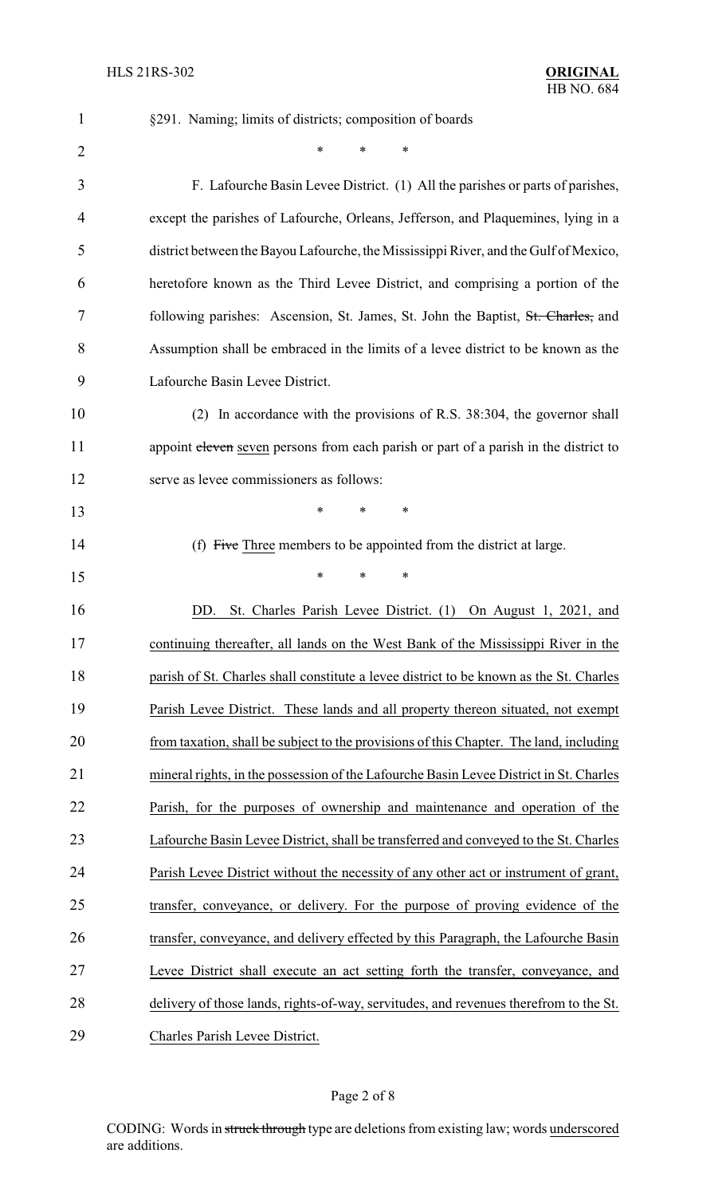§291. Naming; limits of districts; composition of boards

\* \* \*

F. Lafourche Basin Levee District. (1) All the parishes or parts of parishes, except the parishes of Lafourche, Orleans, Jefferson, and Plaquemines, lying in a district between the Bayou Lafourche, the Mississippi River, and the Gulf of Mexico, heretofore known as the Third Levee District, and comprising a portion of the following parishes: Ascension, St. James, St. John the Baptist, ~~St. Charles,~~ and Assumption shall be embraced in the limits of a levee district to be known as the Lafourche Basin Levee District.

(2) In accordance with the provisions of R.S. 38:304, the governor shall appoint ~~eleven~~ <u>seven</u> persons from each parish or part of a parish in the district to serve as levee commissioners as follows:

\* \* \*

(f) ~~Five~~ <u>Three</u> members to be appointed from the district at large.

\* \* \*

<u>DD. St. Charles Parish Levee District. (1) On August 1, 2021, and continuing thereafter, all lands on the West Bank of the Mississippi River in the parish of St. Charles shall constitute a levee district to be known as the St. Charles Parish Levee District. These lands and all property thereon situated, not exempt from taxation, shall be subject to the provisions of this Chapter. The land, including mineral rights, in the possession of the Lafourche Basin Levee District in St. Charles Parish, for the purposes of ownership and maintenance and operation of the Lafourche Basin Levee District, shall be transferred and conveyed to the St. Charles Parish Levee District without the necessity of any other act or instrument of grant, transfer, conveyance, or delivery. For the purpose of proving evidence of the transfer, conveyance, and delivery effected by this Paragraph, the Lafourche Basin Levee District shall execute an act setting forth the transfer, conveyance, and delivery of those lands, rights-of-way, servitudes, and revenues therefrom to the St. Charles Parish Levee District.</u>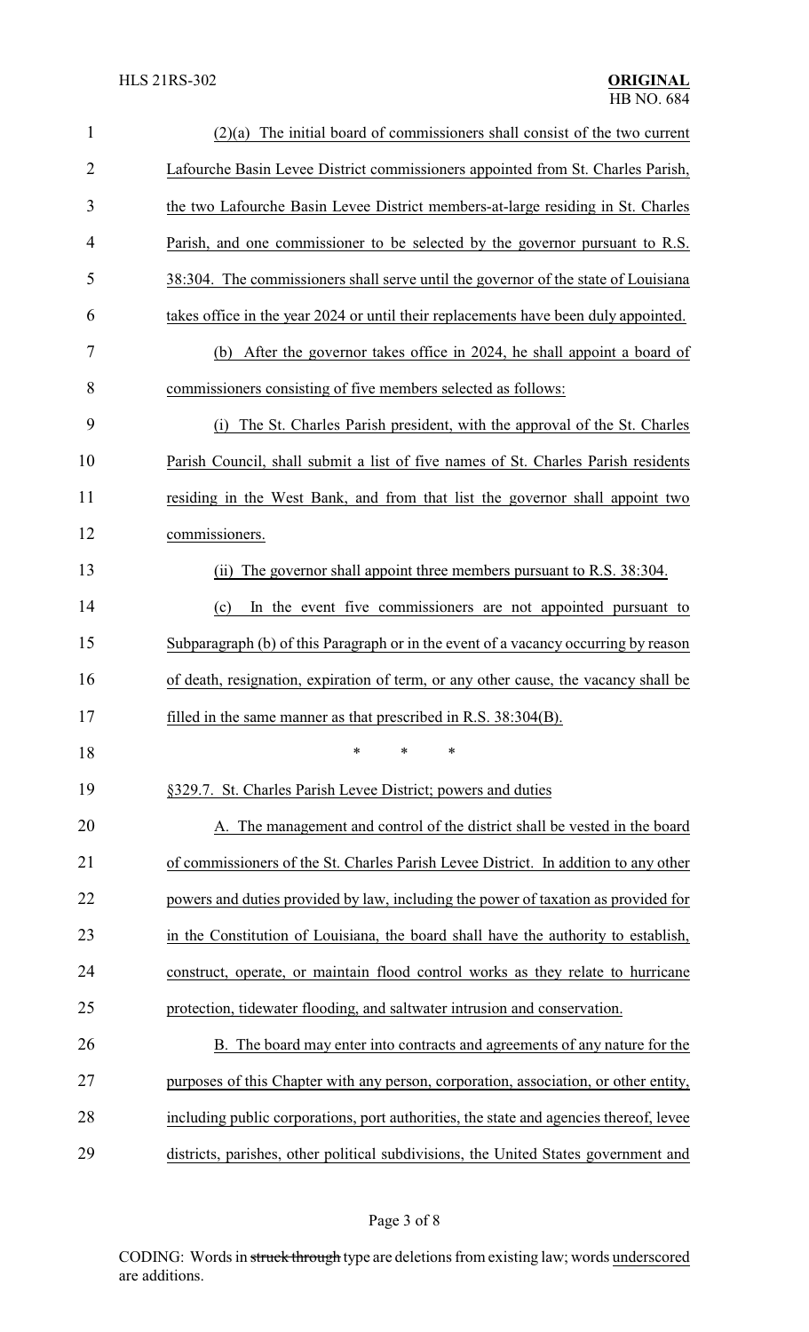(2)(a) The initial board of commissioners shall consist of the two current Lafourche Basin Levee District commissioners appointed from St. Charles Parish, the two Lafourche Basin Levee District members-at-large residing in St. Charles Parish, and one commissioner to be selected by the governor pursuant to R.S. 38:304. The commissioners shall serve until the governor of the state of Louisiana takes office in the year 2024 or until their replacements have been duly appointed.

(b) After the governor takes office in 2024, he shall appoint a board of commissioners consisting of five members selected as follows:

(i) The St. Charles Parish president, with the approval of the St. Charles Parish Council, shall submit a list of five names of St. Charles Parish residents residing in the West Bank, and from that list the governor shall appoint two commissioners.

(ii) The governor shall appoint three members pursuant to R.S. 38:304.

(c) In the event five commissioners are not appointed pursuant to Subparagraph (b) of this Paragraph or in the event of a vacancy occurring by reason of death, resignation, expiration of term, or any other cause, the vacancy shall be filled in the same manner as that prescribed in R.S. 38:304(B).

\* \* \*

§329.7. St. Charles Parish Levee District; powers and duties

A. The management and control of the district shall be vested in the board of commissioners of the St. Charles Parish Levee District. In addition to any other powers and duties provided by law, including the power of taxation as provided for in the Constitution of Louisiana, the board shall have the authority to establish, construct, operate, or maintain flood control works as they relate to hurricane protection, tidewater flooding, and saltwater intrusion and conservation.

B. The board may enter into contracts and agreements of any nature for the purposes of this Chapter with any person, corporation, association, or other entity, including public corporations, port authorities, the state and agencies thereof, levee districts, parishes, other political subdivisions, the United States government and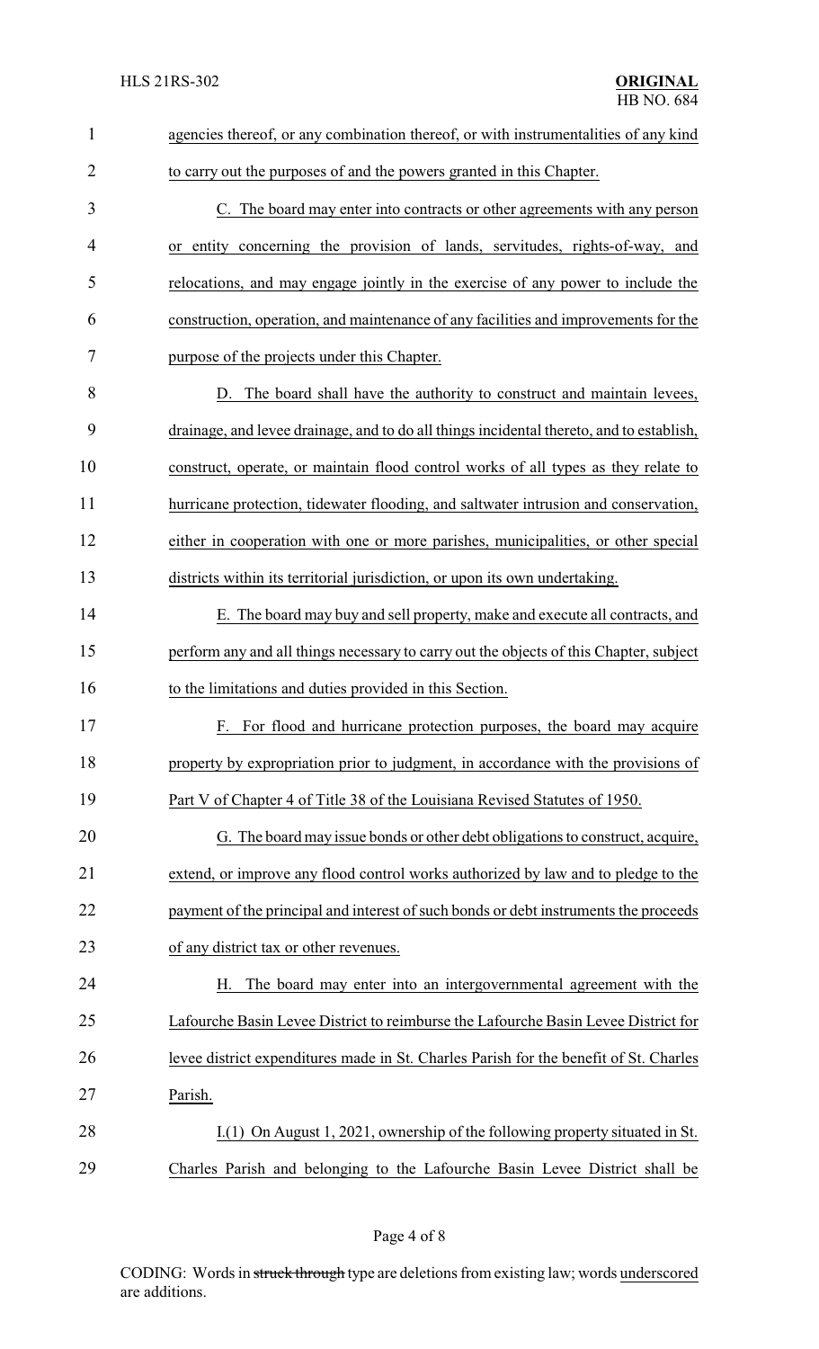agencies thereof, or any combination thereof, or with instrumentalities of any kind to carry out the purposes of and the powers granted in this Chapter.

C. The board may enter into contracts or other agreements with any person or entity concerning the provision of lands, servitudes, rights-of-way, and relocations, and may engage jointly in the exercise of any power to include the construction, operation, and maintenance of any facilities and improvements for the purpose of the projects under this Chapter.

D. The board shall have the authority to construct and maintain levees, drainage, and levee drainage, and to do all things incidental thereto, and to establish, construct, operate, or maintain flood control works of all types as they relate to hurricane protection, tidewater flooding, and saltwater intrusion and conservation, either in cooperation with one or more parishes, municipalities, or other special districts within its territorial jurisdiction, or upon its own undertaking.

E. The board may buy and sell property, make and execute all contracts, and perform any and all things necessary to carry out the objects of this Chapter, subject to the limitations and duties provided in this Section.

F. For flood and hurricane protection purposes, the board may acquire property by expropriation prior to judgment, in accordance with the provisions of Part V of Chapter 4 of Title 38 of the Louisiana Revised Statutes of 1950.

G. The board may issue bonds or other debt obligations to construct, acquire, extend, or improve any flood control works authorized by law and to pledge to the payment of the principal and interest of such bonds or debt instruments the proceeds of any district tax or other revenues.

H. The board may enter into an intergovernmental agreement with the Lafourche Basin Levee District to reimburse the Lafourche Basin Levee District for levee district expenditures made in St. Charles Parish for the benefit of St. Charles Parish.

I.(1) On August 1, 2021, ownership of the following property situated in St. Charles Parish and belonging to the Lafourche Basin Levee District shall be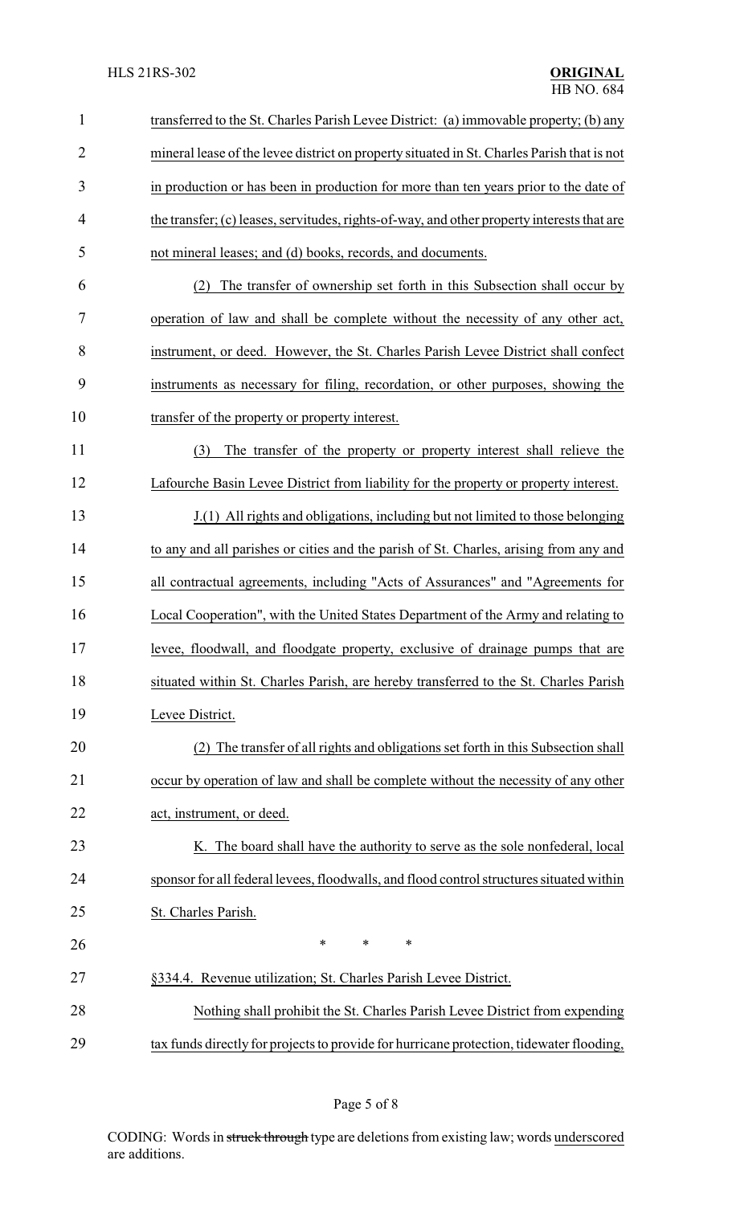transferred to the St. Charles Parish Levee District: (a) immovable property; (b) any mineral lease of the levee district on property situated in St. Charles Parish that is not in production or has been in production for more than ten years prior to the date of the transfer; (c) leases, servitudes, rights-of-way, and other property interests that are not mineral leases; and (d) books, records, and documents.

(2) The transfer of ownership set forth in this Subsection shall occur by operation of law and shall be complete without the necessity of any other act, instrument, or deed. However, the St. Charles Parish Levee District shall confect instruments as necessary for filing, recordation, or other purposes, showing the transfer of the property or property interest.

(3) The transfer of the property or property interest shall relieve the Lafourche Basin Levee District from liability for the property or property interest.

J.(1) All rights and obligations, including but not limited to those belonging to any and all parishes or cities and the parish of St. Charles, arising from any and all contractual agreements, including "Acts of Assurances" and "Agreements for Local Cooperation", with the United States Department of the Army and relating to levee, floodwall, and floodgate property, exclusive of drainage pumps that are situated within St. Charles Parish, are hereby transferred to the St. Charles Parish Levee District.

(2) The transfer of all rights and obligations set forth in this Subsection shall occur by operation of law and shall be complete without the necessity of any other act, instrument, or deed.

K. The board shall have the authority to serve as the sole nonfederal, local sponsor for all federal levees, floodwalls, and flood control structures situated within St. Charles Parish.

\* \* \*

§334.4. Revenue utilization; St. Charles Parish Levee District.

Nothing shall prohibit the St. Charles Parish Levee District from expending tax funds directly for projects to provide for hurricane protection, tidewater flooding,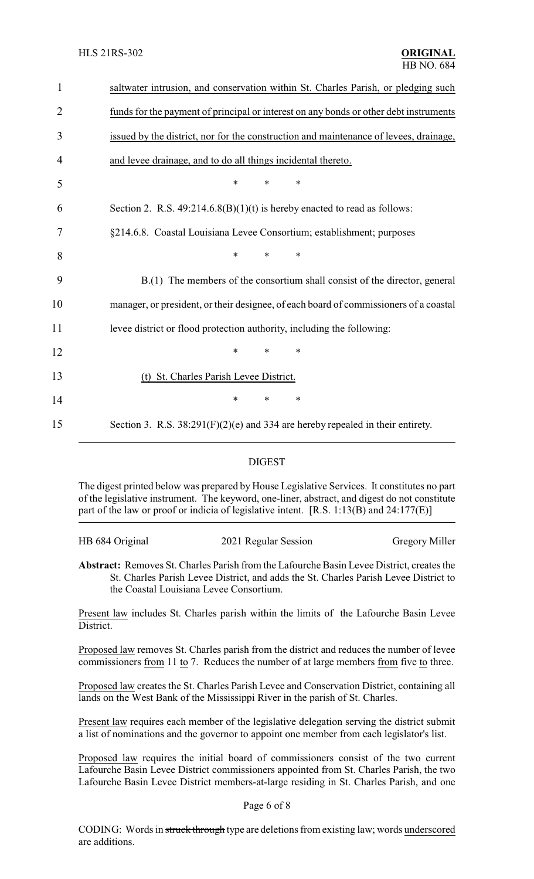saltwater intrusion, and conservation within St. Charles Parish, or pledging such funds for the payment of principal or interest on any bonds or other debt instruments issued by the district, nor for the construction and maintenance of levees, drainage, and levee drainage, and to do all things incidental thereto.

\* \* \*

Section 2. R.S. 49:214.6.8(B)(1)(t) is hereby enacted to read as follows:

§214.6.8. Coastal Louisiana Levee Consortium; establishment; purposes

\* \* \*

B.(1) The members of the consortium shall consist of the director, general manager, or president, or their designee, of each board of commissioners of a coastal levee district or flood protection authority, including the following:

\* \* \*

(t) St. Charles Parish Levee District.

\* \* \*

Section 3. R.S. 38:291(F)(2)(e) and 334 are hereby repealed in their entirety.

## DIGEST

The digest printed below was prepared by House Legislative Services. It constitutes no part of the legislative instrument. The keyword, one-liner, abstract, and digest do not constitute part of the law or proof or indicia of legislative intent. [R.S. 1:13(B) and 24:177(E)]

HB 684 Original | 2021 Regular Session | Gregory Miller

**Abstract:** Removes St. Charles Parish from the Lafourche Basin Levee District, creates the St. Charles Parish Levee District, and adds the St. Charles Parish Levee District to the Coastal Louisiana Levee Consortium.

Present law includes St. Charles parish within the limits of the Lafourche Basin Levee District.

Proposed law removes St. Charles parish from the district and reduces the number of levee commissioners from 11 to 7. Reduces the number of at large members from five to three.

Proposed law creates the St. Charles Parish Levee and Conservation District, containing all lands on the West Bank of the Mississippi River in the parish of St. Charles.

Present law requires each member of the legislative delegation serving the district submit a list of nominations and the governor to appoint one member from each legislator's list.

Proposed law requires the initial board of commissioners consist of the two current Lafourche Basin Levee District commissioners appointed from St. Charles Parish, the two Lafourche Basin Levee District members-at-large residing in St. Charles Parish, and one

CODING: Words in struck through type are deletions from existing law; words underscored are additions.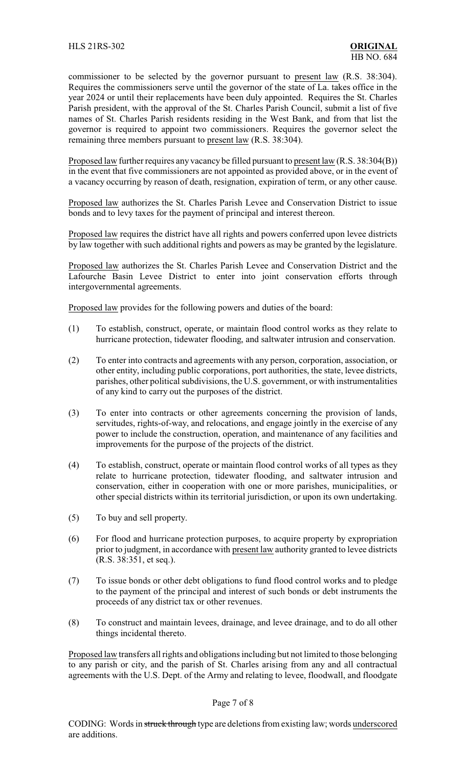commissioner to be selected by the governor pursuant to present law (R.S. 38:304). Requires the commissioners serve until the governor of the state of La. takes office in the year 2024 or until their replacements have been duly appointed. Requires the St. Charles Parish president, with the approval of the St. Charles Parish Council, submit a list of five names of St. Charles Parish residents residing in the West Bank, and from that list the governor is required to appoint two commissioners. Requires the governor select the remaining three members pursuant to present law (R.S. 38:304).

Proposed law further requires any vacancy be filled pursuant to present law (R.S. 38:304(B)) in the event that five commissioners are not appointed as provided above, or in the event of a vacancy occurring by reason of death, resignation, expiration of term, or any other cause.

Proposed law authorizes the St. Charles Parish Levee and Conservation District to issue bonds and to levy taxes for the payment of principal and interest thereon.

Proposed law requires the district have all rights and powers conferred upon levee districts by law together with such additional rights and powers as may be granted by the legislature.

Proposed law authorizes the St. Charles Parish Levee and Conservation District and the Lafourche Basin Levee District to enter into joint conservation efforts through intergovernmental agreements.

Proposed law provides for the following powers and duties of the board:

(1) To establish, construct, operate, or maintain flood control works as they relate to hurricane protection, tidewater flooding, and saltwater intrusion and conservation.

(2) To enter into contracts and agreements with any person, corporation, association, or other entity, including public corporations, port authorities, the state, levee districts, parishes, other political subdivisions, the U.S. government, or with instrumentalities of any kind to carry out the purposes of the district.

(3) To enter into contracts or other agreements concerning the provision of lands, servitudes, rights-of-way, and relocations, and engage jointly in the exercise of any power to include the construction, operation, and maintenance of any facilities and improvements for the purpose of the projects of the district.

(4) To establish, construct, operate or maintain flood control works of all types as they relate to hurricane protection, tidewater flooding, and saltwater intrusion and conservation, either in cooperation with one or more parishes, municipalities, or other special districts within its territorial jurisdiction, or upon its own undertaking.

(5) To buy and sell property.

(6) For flood and hurricane protection purposes, to acquire property by expropriation prior to judgment, in accordance with present law authority granted to levee districts (R.S. 38:351, et seq.).

(7) To issue bonds or other debt obligations to fund flood control works and to pledge to the payment of the principal and interest of such bonds or debt instruments the proceeds of any district tax or other revenues.

(8) To construct and maintain levees, drainage, and levee drainage, and to do all other things incidental thereto.

Proposed law transfers all rights and obligations including but not limited to those belonging to any parish or city, and the parish of St. Charles arising from any and all contractual agreements with the U.S. Dept. of the Army and relating to levee, floodwall, and floodgate

CODING: Words in ~~struck through~~ type are deletions from existing law; words underscored are additions.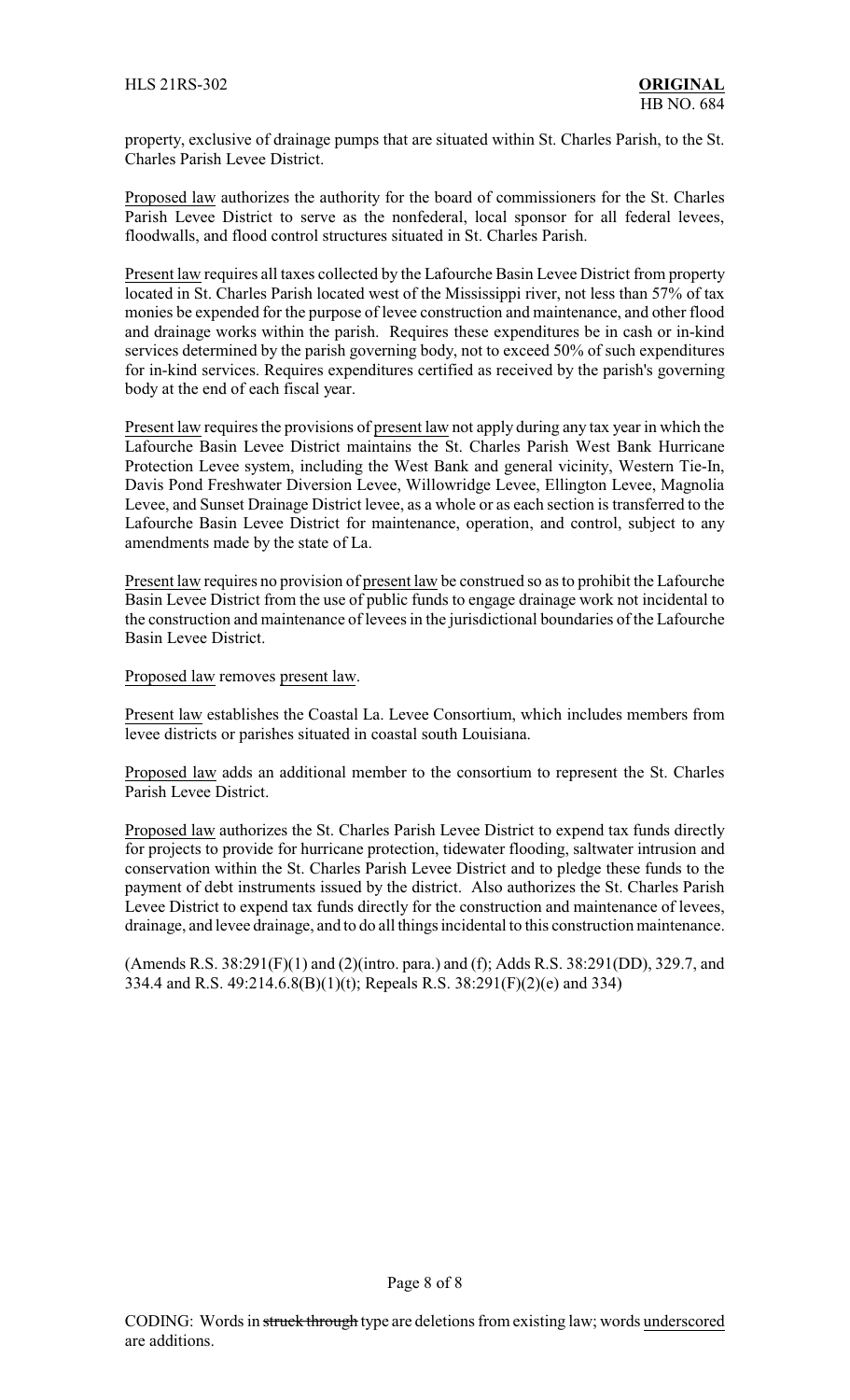property, exclusive of drainage pumps that are situated within St. Charles Parish, to the St. Charles Parish Levee District.

Proposed law authorizes the authority for the board of commissioners for the St. Charles Parish Levee District to serve as the nonfederal, local sponsor for all federal levees, floodwalls, and flood control structures situated in St. Charles Parish.

Present law requires all taxes collected by the Lafourche Basin Levee District from property located in St. Charles Parish located west of the Mississippi river, not less than 57% of tax monies be expended for the purpose of levee construction and maintenance, and other flood and drainage works within the parish. Requires these expenditures be in cash or in-kind services determined by the parish governing body, not to exceed 50% of such expenditures for in-kind services. Requires expenditures certified as received by the parish's governing body at the end of each fiscal year.

Present law requires the provisions of present law not apply during any tax year in which the Lafourche Basin Levee District maintains the St. Charles Parish West Bank Hurricane Protection Levee system, including the West Bank and general vicinity, Western Tie-In, Davis Pond Freshwater Diversion Levee, Willowridge Levee, Ellington Levee, Magnolia Levee, and Sunset Drainage District levee, as a whole or as each section is transferred to the Lafourche Basin Levee District for maintenance, operation, and control, subject to any amendments made by the state of La.

Present law requires no provision of present law be construed so as to prohibit the Lafourche Basin Levee District from the use of public funds to engage drainage work not incidental to the construction and maintenance of levees in the jurisdictional boundaries of the Lafourche Basin Levee District.

Proposed law removes present law.

Present law establishes the Coastal La. Levee Consortium, which includes members from levee districts or parishes situated in coastal south Louisiana.

Proposed law adds an additional member to the consortium to represent the St. Charles Parish Levee District.

Proposed law authorizes the St. Charles Parish Levee District to expend tax funds directly for projects to provide for hurricane protection, tidewater flooding, saltwater intrusion and conservation within the St. Charles Parish Levee District and to pledge these funds to the payment of debt instruments issued by the district. Also authorizes the St. Charles Parish Levee District to expend tax funds directly for the construction and maintenance of levees, drainage, and levee drainage, and to do all things incidental to this construction maintenance.

(Amends R.S. 38:291(F)(1) and (2)(intro. para.) and (f); Adds R.S. 38:291(DD), 329.7, and 334.4 and R.S. 49:214.6.8(B)(1)(t); Repeals R.S. 38:291(F)(2)(e) and 334)